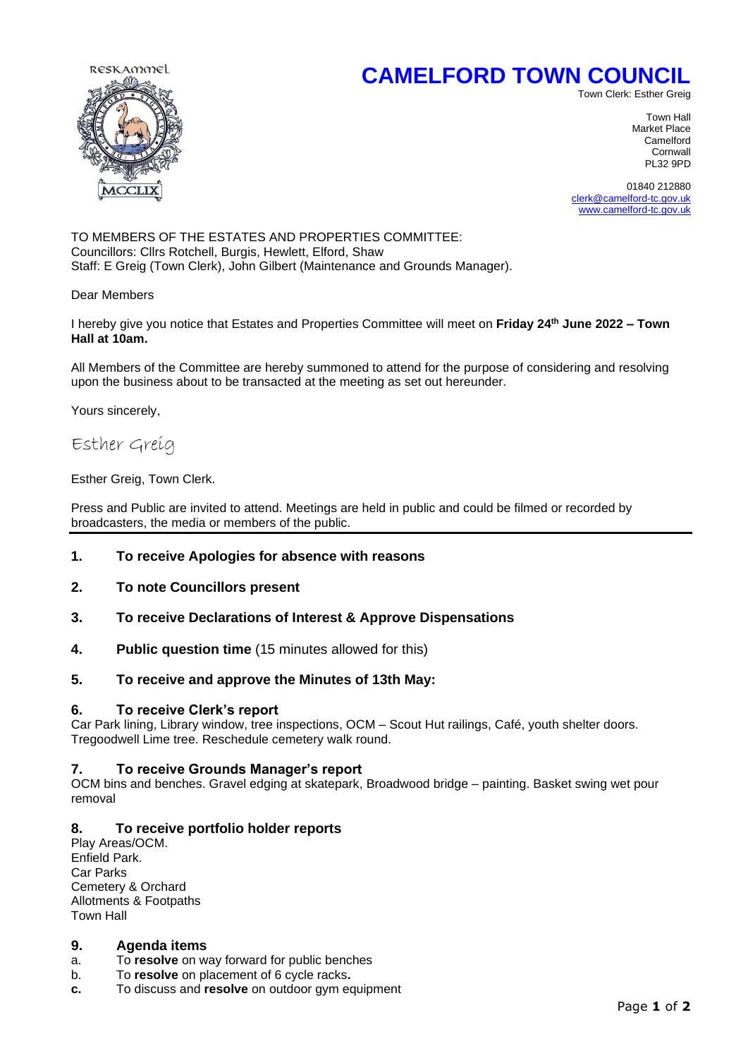RESKAMMEL

MCCLIX

# CAMELFORD TOWN COUNCIL

Town Clerk: Esther Greig

Town Hall
Market Place
Camelford
Cornwall
PL32 9PD

01840 212880
clerk@camelford-tc.gov.uk
www.camelford-tc.gov.uk

TO MEMBERS OF THE ESTATES AND PROPERTIES COMMITTEE:
Councillors: Cllrs Rotchell, Burgis, Hewlett, Elford, Shaw
Staff: E Greig (Town Clerk), John Gilbert (Maintenance and Grounds Manager).

Dear Members

I hereby give you notice that Estates and Properties Committee will meet on **Friday 24th June 2022 – Town Hall at 10am.**

All Members of the Committee are hereby summoned to attend for the purpose of considering and resolving upon the business about to be transacted at the meeting as set out hereunder.

Yours sincerely,

Esther Greig

Esther Greig, Town Clerk.

Press and Public are invited to attend. Meetings are held in public and could be filmed or recorded by broadcasters, the media or members of the public.

---

**1. To receive Apologies for absence with reasons**

**2. To note Councillors present**

**3. To receive Declarations of Interest & Approve Dispensations**

**4. Public question time** (15 minutes allowed for this)

**5. To receive and approve the Minutes of 13th May:**

**6. To receive Clerk's report**

Car Park lining, Library window, tree inspections, OCM – Scout Hut railings, Café, youth shelter doors. Tregoodwell Lime tree. Reschedule cemetery walk round.

**7. To receive Grounds Manager's report**

OCM bins and benches. Gravel edging at skatepark, Broadwood bridge – painting. Basket swing wet pour removal

**8. To receive portfolio holder reports**

Play Areas/OCM.
Enfield Park.
Car Parks
Cemetery & Orchard
Allotments & Footpaths
Town Hall

**9. Agenda items**

a. To **resolve** on way forward for public benches
b. To **resolve** on placement of 6 cycle racks**.**
**c.** To discuss and **resolve** on outdoor gym equipment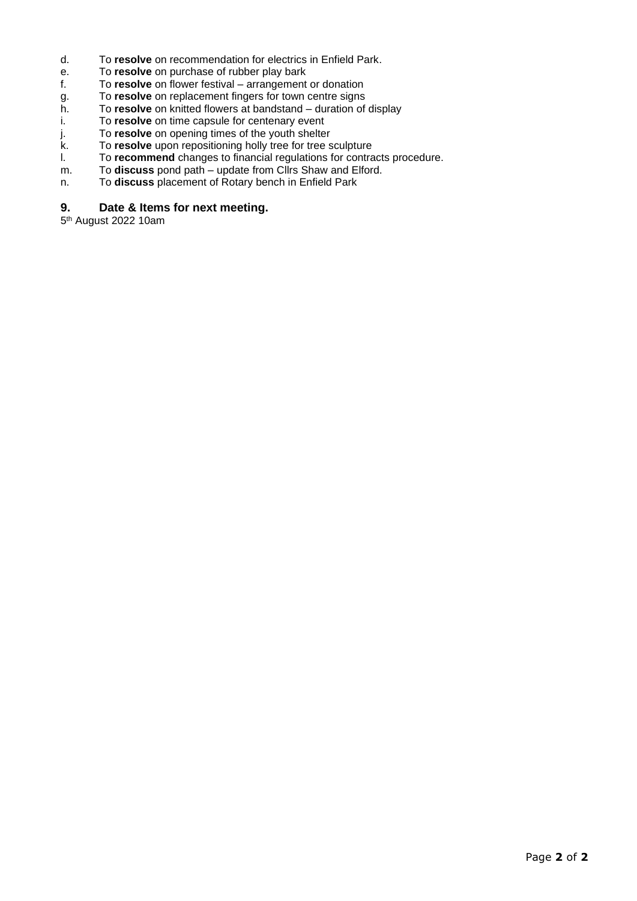d. To **resolve** on recommendation for electrics in Enfield Park.
e. To **resolve** on purchase of rubber play bark
f. To **resolve** on flower festival – arrangement or donation
g. To **resolve** on replacement fingers for town centre signs
h. To **resolve** on knitted flowers at bandstand – duration of display
i. To **resolve** on time capsule for centenary event
j. To **resolve** on opening times of the youth shelter
k. To **resolve** upon repositioning holly tree for tree sculpture
l. To **recommend** changes to financial regulations for contracts procedure.
m. To **discuss** pond path – update from Cllrs Shaw and Elford.
n. To **discuss** placement of Rotary bench in Enfield Park

## 9. Date & Items for next meeting.

5th August 2022 10am